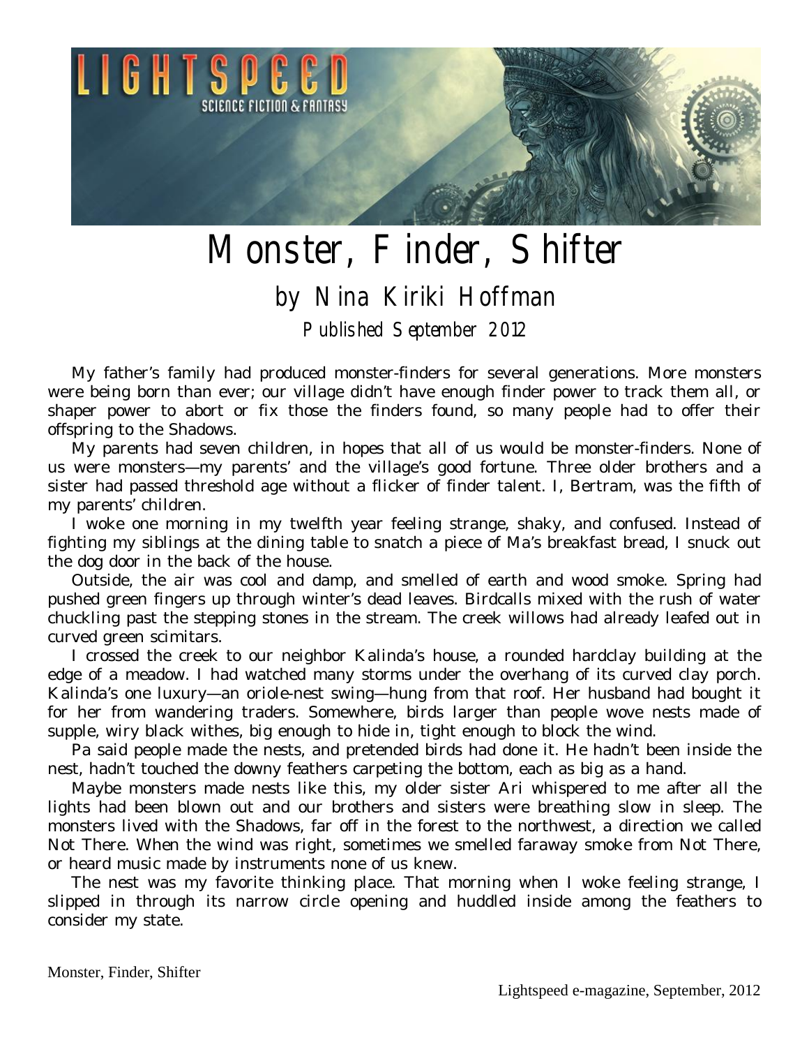# Monster, Finder, Shifter

## by Nina Kiriki Hoffman

*Published September 2012*

My father's family had produced monster-finders for several generations. More monsters were being born than ever; our village didn't have enough finder power to track them all, or shaper power to abort or fix those the finders found, so many people had to offer their offspring to the Shadows.

My parents had seven children, in hopes that all of us would be monster-finders. None of us were monsters—my parents' and the village's good fortune. Three older brothers and a sister had passed threshold age without a flicker of finder talent. I, Bertram, was the fifth of my parents' children.

I woke one morning in my twelfth year feeling strange, shaky, and confused. Instead of fighting my siblings at the dining table to snatch a piece of Ma's breakfast bread, I snuck out the dog door in the back of the house.

Outside, the air was cool and damp, and smelled of earth and wood smoke. Spring had pushed green fingers up through winter's dead leaves. Birdcalls mixed with the rush of water chuckling past the stepping stones in the stream. The creek willows had already leafed out in curved green scimitars.

I crossed the creek to our neighbor Kalinda's house, a rounded hardclay building at the edge of a meadow. I had watched many storms under the overhang of its curved clay porch. Kalinda's one luxury—an oriole-nest swing—hung from that roof. Her husband had bought it for her from wandering traders. Somewhere, birds larger than people wove nests made of supple, wiry black withes, big enough to hide in, tight enough to block the wind.

Pa said people made the nests, and pretended birds had done it. He hadn't been inside the nest, hadn't touched the downy feathers carpeting the bottom, each as big as a hand.

Maybe monsters made nests like this, my older sister Ari whispered to me after all the lights had been blown out and our brothers and sisters were breathing slow in sleep. The monsters lived with the Shadows, far off in the forest to the northwest, a direction we called Not There. When the wind was right, sometimes we smelled faraway smoke from Not There, or heard music made by instruments none of us knew.

The nest was my favorite thinking place. That morning when I woke feeling strange, I slipped in through its narrow circle opening and huddled inside among the feathers to consider my state.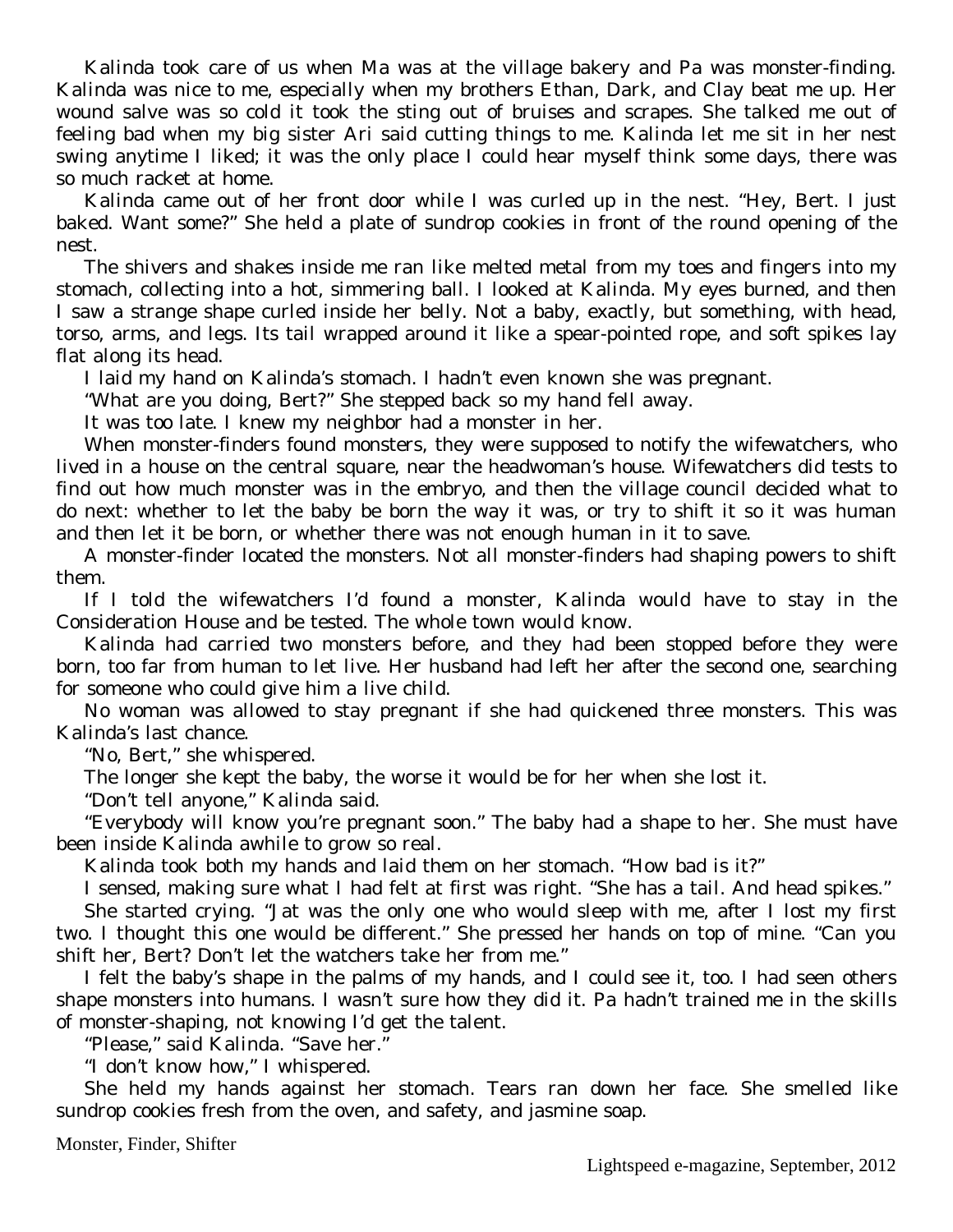Kalinda took care of us when Ma was at the village bakery and Pa was monster-finding. Kalinda was nice to me, especially when my brothers Ethan, Dark, and Clay beat me up. Her wound salve was so cold it took the sting out of bruises and scrapes. She talked me out of feeling bad when my big sister Ari said cutting things to me. Kalinda let me sit in her nest swing anytime I liked; it was the only place I could hear myself think some days, there was so much racket at home.

Kalinda came out of her front door while I was curled up in the nest. "Hey, Bert. I just baked. Want some?" She held a plate of sundrop cookies in front of the round opening of the nest.

The shivers and shakes inside me ran like melted metal from my toes and fingers into my stomach, collecting into a hot, simmering ball. I looked at Kalinda. My eyes burned, and then I saw a strange shape curled inside her belly. Not a baby, exactly, but something, with head, torso, arms, and legs. Its tail wrapped around it like a spear-pointed rope, and soft spikes lay flat along its head.

I laid my hand on Kalinda's stomach. I hadn't even known she was pregnant.

"What are you doing, Bert?" She stepped back so my hand fell away.

It was too late. I knew my neighbor had a monster in her.

When monster-finders found monsters, they were supposed to notify the wifewatchers, who lived in a house on the central square, near the headwoman's house. Wifewatchers did tests to find out how much monster was in the embryo, and then the village council decided what to do next: whether to let the baby be born the way it was, or try to shift it so it was human and then let it be born, or whether there was not enough human in it to save.

A monster-finder located the monsters. Not all monster-finders had shaping powers to shift them.

If I told the wifewatchers I'd found a monster, Kalinda would have to stay in the Consideration House and be tested. The whole town would know.

Kalinda had carried two monsters before, and they had been stopped before they were born, too far from human to let live. Her husband had left her after the second one, searching for someone who could give him a live child.

No woman was allowed to stay pregnant if she had quickened three monsters. This was Kalinda's last chance.

"No, Bert," she whispered.

The longer she kept the baby, the worse it would be for her when she lost it.

"Don't tell anyone," Kalinda said.

"Everybody will know you're pregnant soon." The baby had a shape to her. She must have been inside Kalinda awhile to grow so real.

Kalinda took both my hands and laid them on her stomach. "How bad is it?"

I sensed, making sure what I had felt at first was right. "She has a tail. And head spikes."

She started crying. "Jat was the only one who would sleep with me, after I lost my first two. I thought this one would be different." She pressed her hands on top of mine. "Can you shift her, Bert? Don't let the watchers take her from me."

I felt the baby's shape in the palms of my hands, and I could see it, too. I had seen others shape monsters into humans. I wasn't sure how they did it. Pa hadn't trained me in the skills of monster-shaping, not knowing I'd get the talent.

"Please," said Kalinda. "Save her."

"I don't know how," I whispered.

She held my hands against her stomach. Tears ran down her face. She smelled like sundrop cookies fresh from the oven, and safety, and jasmine soap.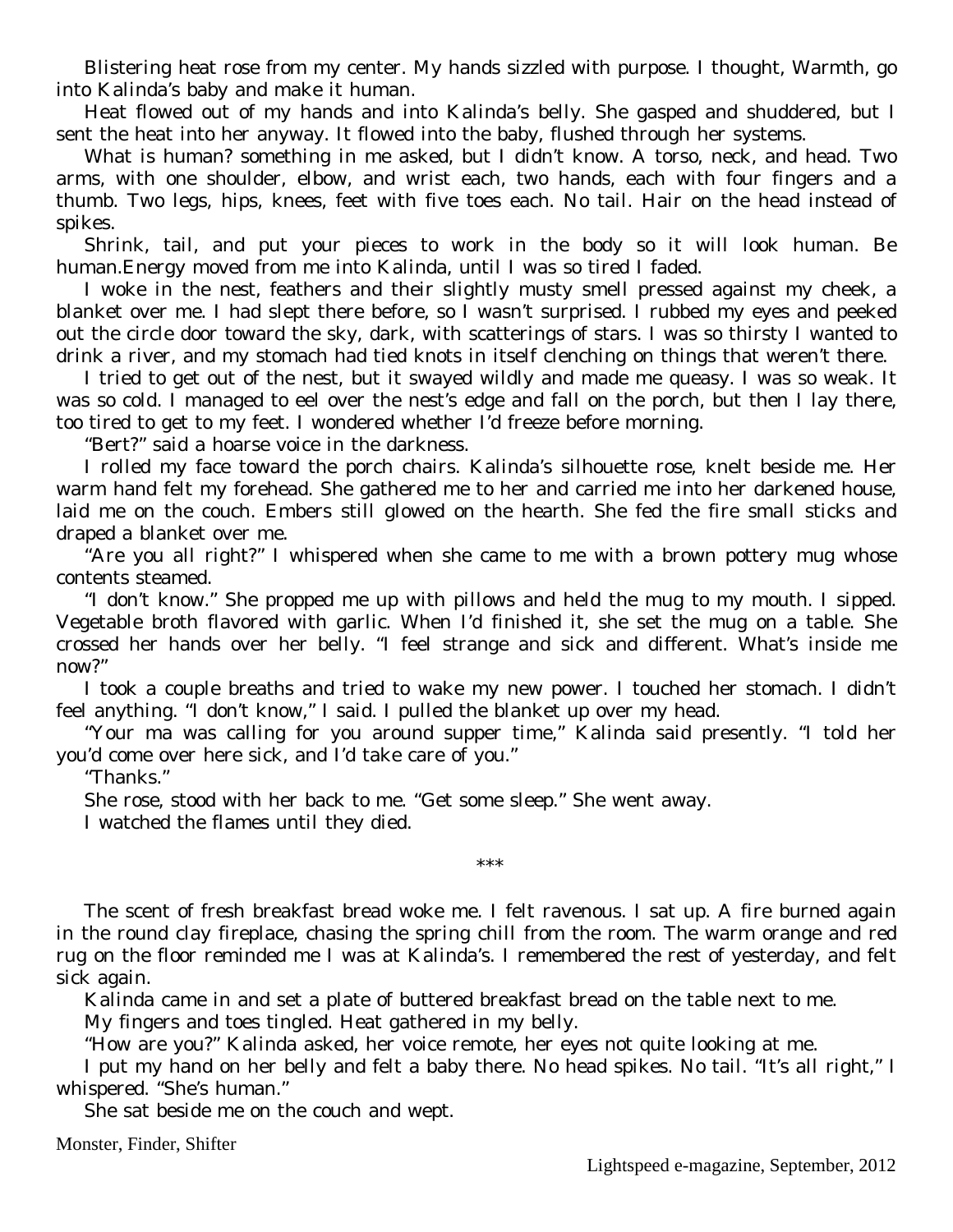Blistering heat rose from my center. My hands sizzled with purpose. I thought, Warmth, go into Kalinda's baby and make it human.

Heat flowed out of my hands and into Kalinda's belly. She gasped and shuddered, but I sent the heat into her anyway. It flowed into the baby, flushed through her systems.

What is human? something in me asked, but I didn't know. A torso, neck, and head. Two arms, with one shoulder, elbow, and wrist each, two hands, each with four fingers and a thumb. Two legs, hips, knees, feet with five toes each. No tail. Hair on the head instead of spikes.

Shrink, tail, and put your pieces to work in the body so it will look human. Be human.Energy moved from me into Kalinda, until I was so tired I faded.

I woke in the nest, feathers and their slightly musty smell pressed against my cheek, a blanket over me. I had slept there before, so I wasn't surprised. I rubbed my eyes and peeked out the circle door toward the sky, dark, with scatterings of stars. I was so thirsty I wanted to drink a river, and my stomach had tied knots in itself clenching on things that weren't there.

I tried to get out of the nest, but it swayed wildly and made me queasy. I was so weak. It was so cold. I managed to eel over the nest's edge and fall on the porch, but then I lay there, too tired to get to my feet. I wondered whether I'd freeze before morning.

"Bert?" said a hoarse voice in the darkness.

I rolled my face toward the porch chairs. Kalinda's silhouette rose, knelt beside me. Her warm hand felt my forehead. She gathered me to her and carried me into her darkened house, laid me on the couch. Embers still glowed on the hearth. She fed the fire small sticks and draped a blanket over me.

"Are you all right?" I whispered when she came to me with a brown pottery mug whose contents steamed.

"I don't know." She propped me up with pillows and held the mug to my mouth. I sipped. Vegetable broth flavored with garlic. When I'd finished it, she set the mug on a table. She crossed her hands over her belly. "I feel strange and sick and different. What's inside me now?"

I took a couple breaths and tried to wake my new power. I touched her stomach. I didn't feel anything. "I don't know," I said. I pulled the blanket up over my head.

"Your ma was calling for you around supper time," Kalinda said presently. "I told her you'd come over here sick, and I'd take care of you."

"Thanks."

She rose, stood with her back to me. "Get some sleep." She went away.

I watched the flames until they died.

***

The scent of fresh breakfast bread woke me. I felt ravenous. I sat up. A fire burned again in the round clay fireplace, chasing the spring chill from the room. The warm orange and red rug on the floor reminded me I was at Kalinda's. I remembered the rest of yesterday, and felt sick again.

Kalinda came in and set a plate of buttered breakfast bread on the table next to me.

My fingers and toes tingled. Heat gathered in my belly.

"How are you?" Kalinda asked, her voice remote, her eyes not quite looking at me.

I put my hand on her belly and felt a baby there. No head spikes. No tail. "It's all right," I whispered. "She's human."

She sat beside me on the couch and wept.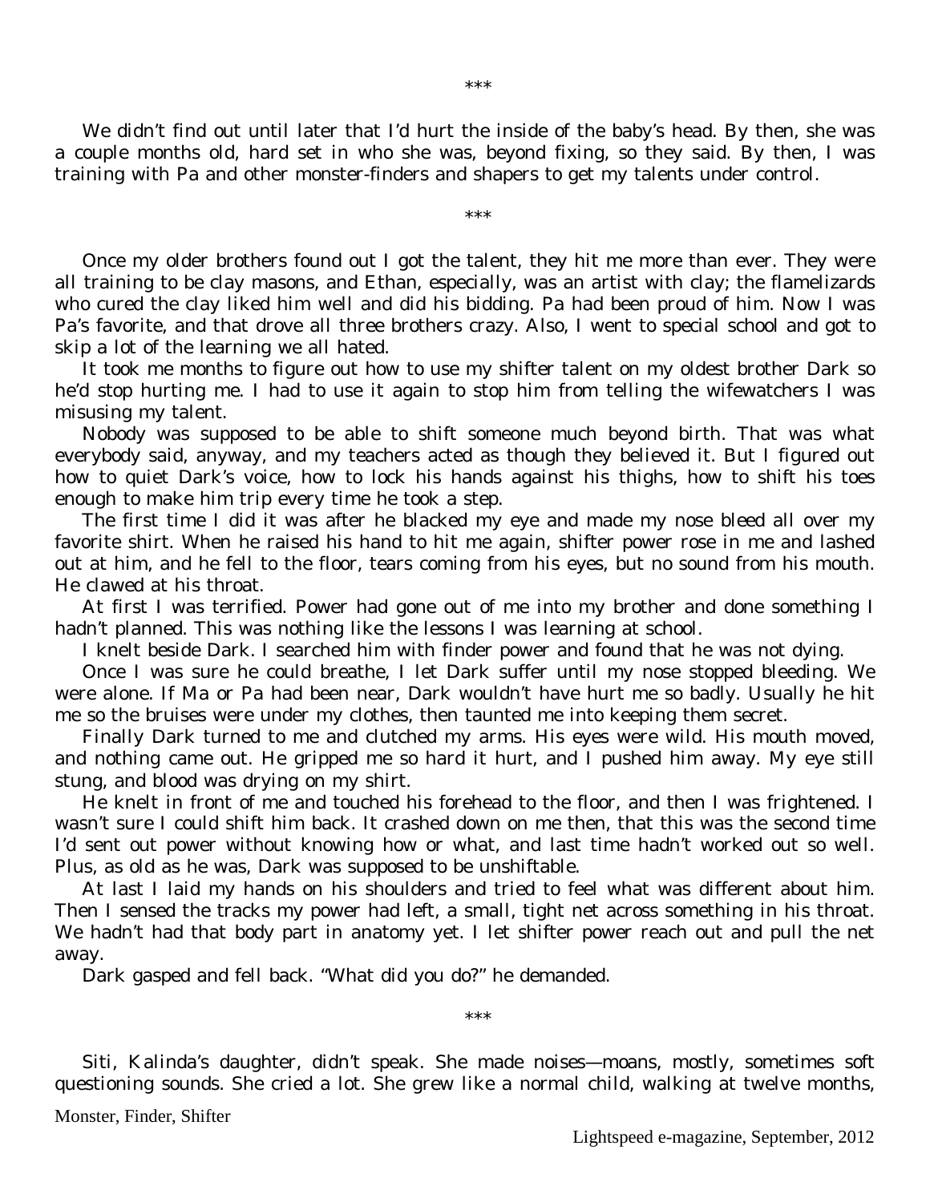\*\*\*

We didn't find out until later that I'd hurt the inside of the baby's head. By then, she was a couple months old, hard set in who she was, beyond fixing, so they said. By then, I was training with Pa and other monster-finders and shapers to get my talents under control.

\*\*\*

Once my older brothers found out I got the talent, they hit me more than ever. They were all training to be clay masons, and Ethan, especially, was an artist with clay; the flamelizards who cured the clay liked him well and did his bidding. Pa had been proud of him. Now I was Pa's favorite, and that drove all three brothers crazy. Also, I went to special school and got to skip a lot of the learning we all hated.

It took me months to figure out how to use my shifter talent on my oldest brother Dark so he'd stop hurting me. I had to use it again to stop him from telling the wifewatchers I was misusing my talent.

Nobody was supposed to be able to shift someone much beyond birth. That was what everybody said, anyway, and my teachers acted as though they believed it. But I figured out how to quiet Dark's voice, how to lock his hands against his thighs, how to shift his toes enough to make him trip every time he took a step.

The first time I did it was after he blacked my eye and made my nose bleed all over my favorite shirt. When he raised his hand to hit me again, shifter power rose in me and lashed out at him, and he fell to the floor, tears coming from his eyes, but no sound from his mouth. He clawed at his throat.

At first I was terrified. Power had gone out of me into my brother and done something I hadn't planned. This was nothing like the lessons I was learning at school.

I knelt beside Dark. I searched him with finder power and found that he was not dying.

Once I was sure he could breathe, I let Dark suffer until my nose stopped bleeding. We were alone. If Ma or Pa had been near, Dark wouldn't have hurt me so badly. Usually he hit me so the bruises were under my clothes, then taunted me into keeping them secret.

Finally Dark turned to me and clutched my arms. His eyes were wild. His mouth moved, and nothing came out. He gripped me so hard it hurt, and I pushed him away. My eye still stung, and blood was drying on my shirt.

He knelt in front of me and touched his forehead to the floor, and then I was frightened. I wasn't sure I could shift him back. It crashed down on me then, that this was the second time I'd sent out power without knowing how or what, and last time hadn't worked out so well. Plus, as old as he was, Dark was supposed to be unshiftable.

At last I laid my hands on his shoulders and tried to feel what was different about him. Then I sensed the tracks my power had left, a small, tight net across something in his throat. We hadn't had that body part in anatomy yet. I let shifter power reach out and pull the net away.

Dark gasped and fell back. "What did you do?" he demanded.

\*\*\*

Siti, Kalinda's daughter, didn't speak. She made noises—moans, mostly, sometimes soft questioning sounds. She cried a lot. She grew like a normal child, walking at twelve months,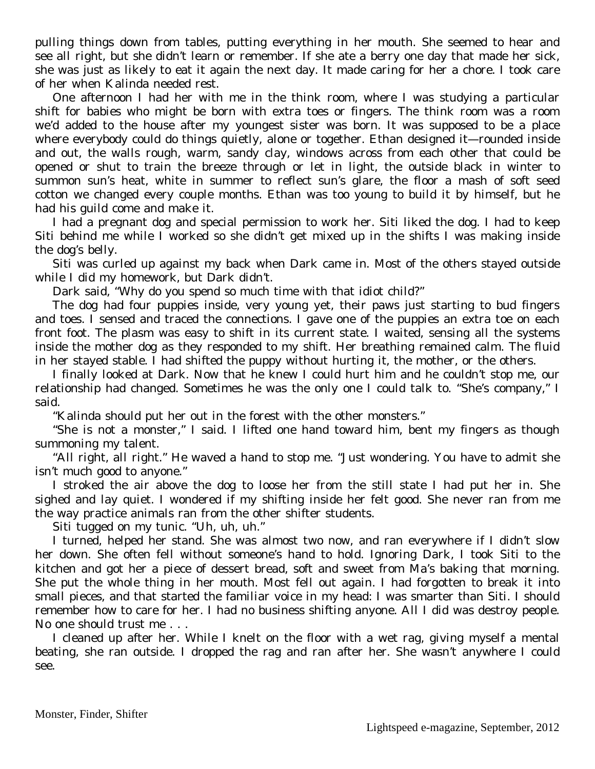pulling things down from tables, putting everything in her mouth. She seemed to hear and see all right, but she didn't learn or remember. If she ate a berry one day that made her sick, she was just as likely to eat it again the next day. It made caring for her a chore. I took care of her when Kalinda needed rest.

One afternoon I had her with me in the think room, where I was studying a particular shift for babies who might be born with extra toes or fingers. The think room was a room we'd added to the house after my youngest sister was born. It was supposed to be a place where everybody could do things quietly, alone or together. Ethan designed it—rounded inside and out, the walls rough, warm, sandy clay, windows across from each other that could be opened or shut to train the breeze through or let in light, the outside black in winter to summon sun's heat, white in summer to reflect sun's glare, the floor a mash of soft seed cotton we changed every couple months. Ethan was too young to build it by himself, but he had his guild come and make it.

I had a pregnant dog and special permission to work her. Siti liked the dog. I had to keep Siti behind me while I worked so she didn't get mixed up in the shifts I was making inside the dog's belly.

Siti was curled up against my back when Dark came in. Most of the others stayed outside while I did my homework, but Dark didn't.

Dark said, "Why do you spend so much time with that idiot child?"

The dog had four puppies inside, very young yet, their paws just starting to bud fingers and toes. I sensed and traced the connections. I gave one of the puppies an extra toe on each front foot. The plasm was easy to shift in its current state. I waited, sensing all the systems inside the mother dog as they responded to my shift. Her breathing remained calm. The fluid in her stayed stable. I had shifted the puppy without hurting it, the mother, or the others.

I finally looked at Dark. Now that he knew I could hurt him and he couldn't stop me, our relationship had changed. Sometimes he was the only one I could talk to. "She's company," I said.

"Kalinda should put her out in the forest with the other monsters."

"She is not a monster," I said. I lifted one hand toward him, bent my fingers as though summoning my talent.

"All right, all right." He waved a hand to stop me. "Just wondering. You have to admit she isn't much good to anyone."

I stroked the air above the dog to loose her from the still state I had put her in. She sighed and lay quiet. I wondered if my shifting inside her felt good. She never ran from me the way practice animals ran from the other shifter students.

Siti tugged on my tunic. "Uh, uh, uh."

I turned, helped her stand. She was almost two now, and ran everywhere if I didn't slow her down. She often fell without someone's hand to hold. Ignoring Dark, I took Siti to the kitchen and got her a piece of dessert bread, soft and sweet from Ma's baking that morning. She put the whole thing in her mouth. Most fell out again. I had forgotten to break it into small pieces, and that started the familiar voice in my head: I was smarter than Siti. I should remember how to care for her. I had no business shifting anyone. All I did was destroy people. No one should trust me . . .

I cleaned up after her. While I knelt on the floor with a wet rag, giving myself a mental beating, she ran outside. I dropped the rag and ran after her. She wasn't anywhere I could see.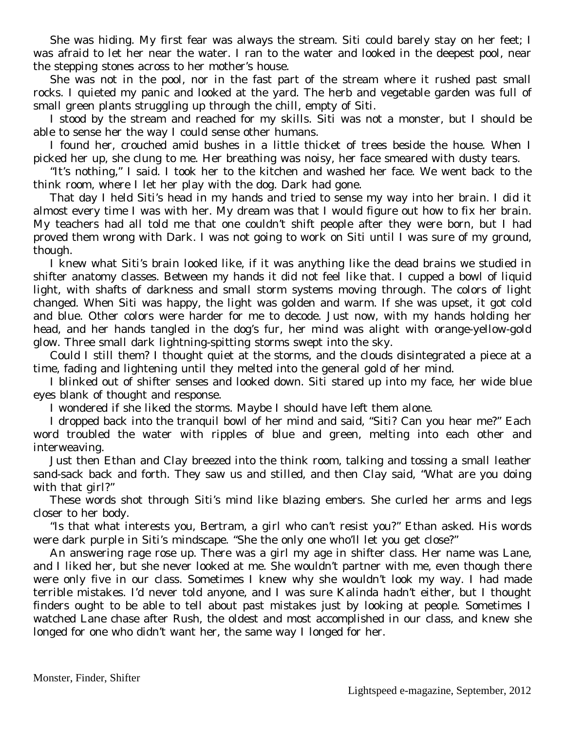She was hiding. My first fear was always the stream. Siti could barely stay on her feet; I was afraid to let her near the water. I ran to the water and looked in the deepest pool, near the stepping stones across to her mother's house.

She was not in the pool, nor in the fast part of the stream where it rushed past small rocks. I quieted my panic and looked at the yard. The herb and vegetable garden was full of small green plants struggling up through the chill, empty of Siti.

I stood by the stream and reached for my skills. Siti was not a monster, but I should be able to sense her the way I could sense other humans.

I found her, crouched amid bushes in a little thicket of trees beside the house. When I picked her up, she clung to me. Her breathing was noisy, her face smeared with dusty tears.

"It's nothing," I said. I took her to the kitchen and washed her face. We went back to the think room, where I let her play with the dog. Dark had gone.

That day I held Siti's head in my hands and tried to sense my way into her brain. I did it almost every time I was with her. My dream was that I would figure out how to fix her brain. My teachers had all told me that one couldn't shift people after they were born, but I had proved them wrong with Dark. I was not going to work on Siti until I was sure of my ground, though.

I knew what Siti's brain looked like, if it was anything like the dead brains we studied in shifter anatomy classes. Between my hands it did not feel like that. I cupped a bowl of liquid light, with shafts of darkness and small storm systems moving through. The colors of light changed. When Siti was happy, the light was golden and warm. If she was upset, it got cold and blue. Other colors were harder for me to decode. Just now, with my hands holding her head, and her hands tangled in the dog's fur, her mind was alight with orange-yellow-gold glow. Three small dark lightning-spitting storms swept into the sky.

Could I still them? I thought quiet at the storms, and the clouds disintegrated a piece at a time, fading and lightening until they melted into the general gold of her mind.

I blinked out of shifter senses and looked down. Siti stared up into my face, her wide blue eyes blank of thought and response.

I wondered if she liked the storms. Maybe I should have left them alone.

I dropped back into the tranquil bowl of her mind and said, "Siti? Can you hear me?" Each word troubled the water with ripples of blue and green, melting into each other and interweaving.

Just then Ethan and Clay breezed into the think room, talking and tossing a small leather sand-sack back and forth. They saw us and stilled, and then Clay said, "What are you doing with that girl?"

These words shot through Siti's mind like blazing embers. She curled her arms and legs closer to her body.

"Is that what interests you, Bertram, a girl who can't resist you?" Ethan asked. His words were dark purple in Siti's mindscape. "She the only one who'll let you get close?"

An answering rage rose up. There was a girl my age in shifter class. Her name was Lane, and I liked her, but she never looked at me. She wouldn't partner with me, even though there were only five in our class. Sometimes I knew why she wouldn't look my way. I had made terrible mistakes. I'd never told anyone, and I was sure Kalinda hadn't either, but I thought finders ought to be able to tell about past mistakes just by looking at people. Sometimes I watched Lane chase after Rush, the oldest and most accomplished in our class, and knew she longed for one who didn't want her, the same way I longed for her.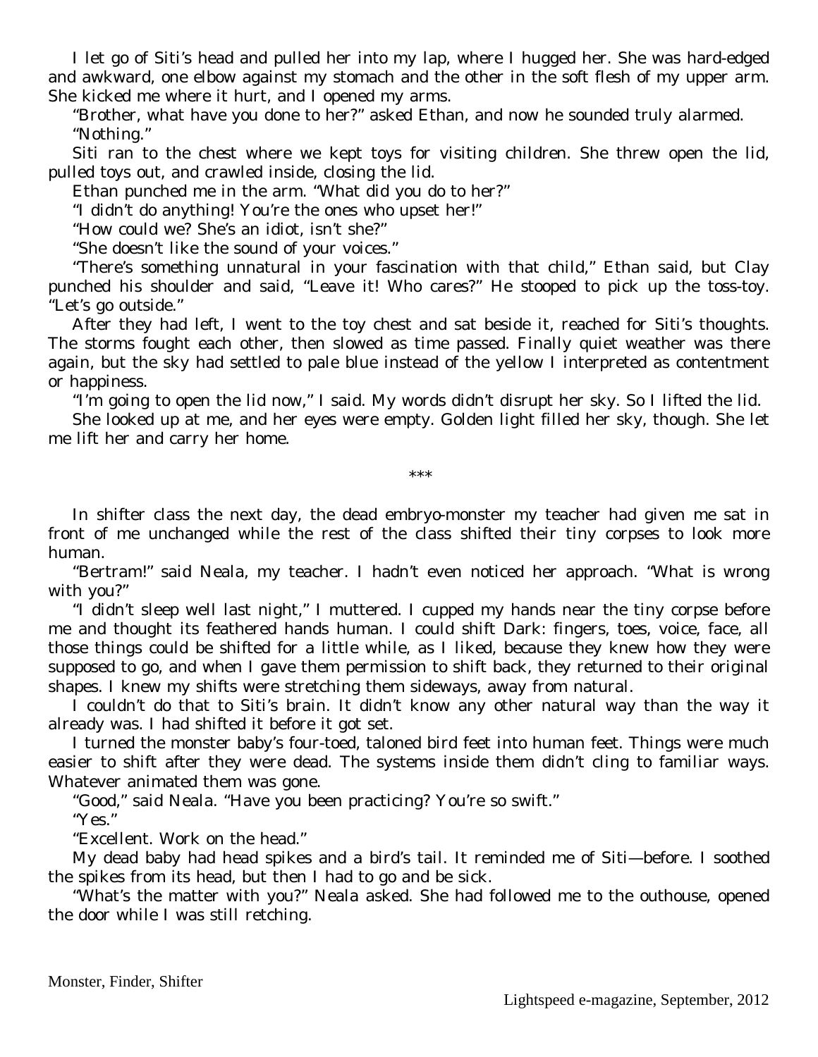I let go of Siti's head and pulled her into my lap, where I hugged her. She was hard-edged and awkward, one elbow against my stomach and the other in the soft flesh of my upper arm. She kicked me where it hurt, and I opened my arms.

"Brother, what have you done to her?" asked Ethan, and now he sounded truly alarmed.

"Nothing."

Siti ran to the chest where we kept toys for visiting children. She threw open the lid, pulled toys out, and crawled inside, closing the lid.

Ethan punched me in the arm. "What did you do to her?"

"I didn't do anything! You're the ones who upset her!"

"How could we? She's an idiot, isn't she?"

"She doesn't like the sound of your voices."

"There's something unnatural in your fascination with that child," Ethan said, but Clay punched his shoulder and said, "Leave it! Who cares?" He stooped to pick up the toss-toy. "Let's go outside."

After they had left, I went to the toy chest and sat beside it, reached for Siti's thoughts. The storms fought each other, then slowed as time passed. Finally quiet weather was there again, but the sky had settled to pale blue instead of the yellow I interpreted as contentment or happiness.

"I'm going to open the lid now," I said. My words didn't disrupt her sky. So I lifted the lid.

She looked up at me, and her eyes were empty. Golden light filled her sky, though. She let me lift her and carry her home.

\*\*\*

In shifter class the next day, the dead embryo-monster my teacher had given me sat in front of me unchanged while the rest of the class shifted their tiny corpses to look more human.

"Bertram!" said Neala, my teacher. I hadn't even noticed her approach. "What is wrong with you?"

"I didn't sleep well last night," I muttered. I cupped my hands near the tiny corpse before me and thought its feathered hands human. I could shift Dark: fingers, toes, voice, face, all those things could be shifted for a little while, as I liked, because they knew how they were supposed to go, and when I gave them permission to shift back, they returned to their original shapes. I knew my shifts were stretching them sideways, away from natural.

I couldn't do that to Siti's brain. It didn't know any other natural way than the way it already was. I had shifted it before it got set.

I turned the monster baby's four-toed, taloned bird feet into human feet. Things were much easier to shift after they were dead. The systems inside them didn't cling to familiar ways. Whatever animated them was gone.

"Good," said Neala. "Have you been practicing? You're so swift."

"Yes."

"Excellent. Work on the head."

My dead baby had head spikes and a bird's tail. It reminded me of Siti—before. I soothed the spikes from its head, but then I had to go and be sick.

"What's the matter with you?" Neala asked. She had followed me to the outhouse, opened the door while I was still retching.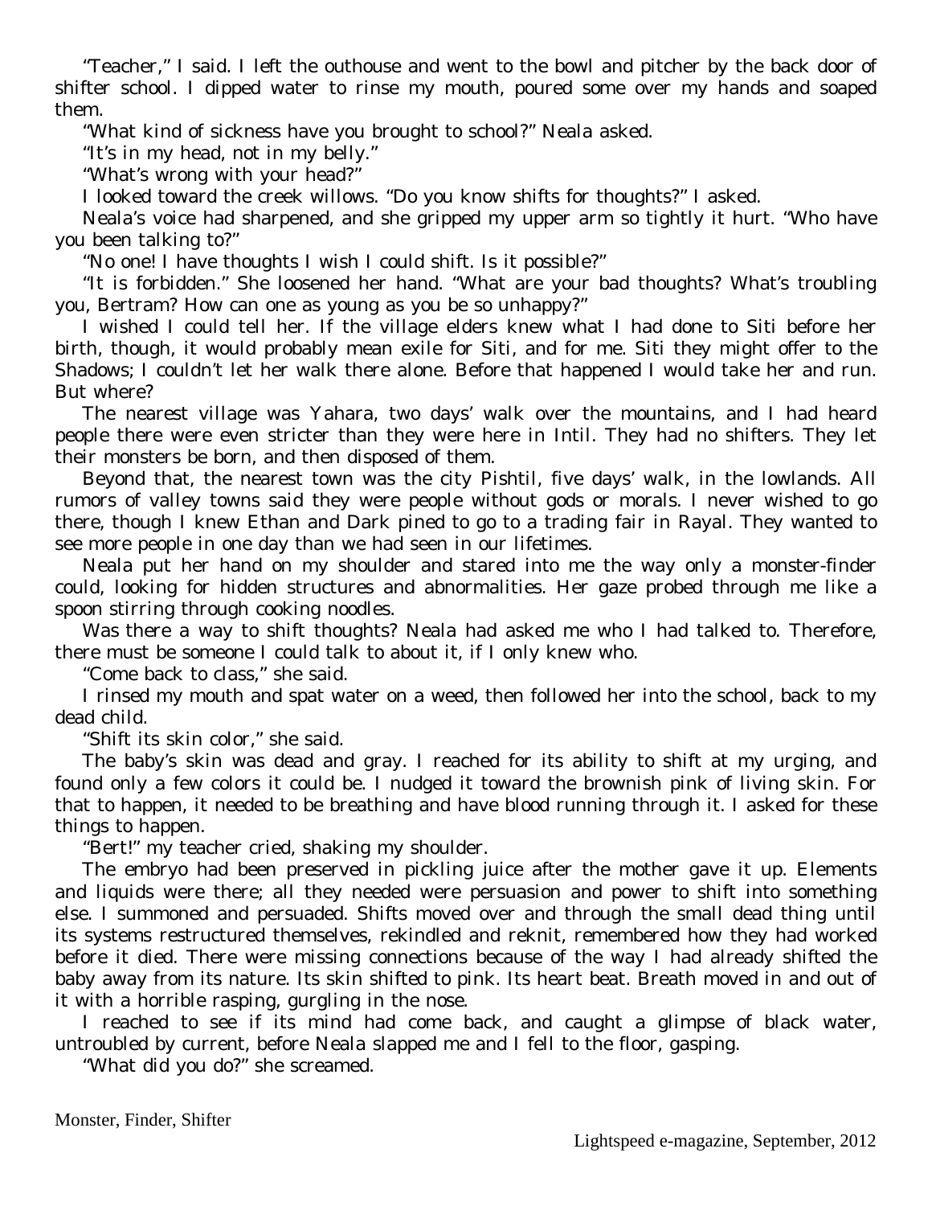"Teacher," I said. I left the outhouse and went to the bowl and pitcher by the back door of shifter school. I dipped water to rinse my mouth, poured some over my hands and soaped them.

"What kind of sickness have you brought to school?" Neala asked.

"It's in my head, not in my belly."

"What's wrong with your head?"

I looked toward the creek willows. "Do you know shifts for thoughts?" I asked.

Neala's voice had sharpened, and she gripped my upper arm so tightly it hurt. "Who have you been talking to?"

"No one! I have thoughts I wish I could shift. Is it possible?"

"It is forbidden." She loosened her hand. "What are your bad thoughts? What's troubling you, Bertram? How can one as young as you be so unhappy?"

I wished I could tell her. If the village elders knew what I had done to Siti before her birth, though, it would probably mean exile for Siti, and for me. Siti they might offer to the Shadows; I couldn't let her walk there alone. Before that happened I would take her and run. But where?

The nearest village was Yahara, two days' walk over the mountains, and I had heard people there were even stricter than they were here in Intil. They had no shifters. They let their monsters be born, and then disposed of them.

Beyond that, the nearest town was the city Pishtil, five days' walk, in the lowlands. All rumors of valley towns said they were people without gods or morals. I never wished to go there, though I knew Ethan and Dark pined to go to a trading fair in Rayal. They wanted to see more people in one day than we had seen in our lifetimes.

Neala put her hand on my shoulder and stared into me the way only a monster-finder could, looking for hidden structures and abnormalities. Her gaze probed through me like a spoon stirring through cooking noodles.

Was there a way to shift thoughts? Neala had asked me who I had talked to. Therefore, there must be someone I could talk to about it, if I only knew who.

"Come back to class," she said.

I rinsed my mouth and spat water on a weed, then followed her into the school, back to my dead child.

"Shift its skin color," she said.

The baby's skin was dead and gray. I reached for its ability to shift at my urging, and found only a few colors it could be. I nudged it toward the brownish pink of living skin. For that to happen, it needed to be breathing and have blood running through it. I asked for these things to happen.

"Bert!" my teacher cried, shaking my shoulder.

The embryo had been preserved in pickling juice after the mother gave it up. Elements and liquids were there; all they needed were persuasion and power to shift into something else. I summoned and persuaded. Shifts moved over and through the small dead thing until its systems restructured themselves, rekindled and reknit, remembered how they had worked before it died. There were missing connections because of the way I had already shifted the baby away from its nature. Its skin shifted to pink. Its heart beat. Breath moved in and out of it with a horrible rasping, gurgling in the nose.

I reached to see if its mind had come back, and caught a glimpse of black water, untroubled by current, before Neala slapped me and I fell to the floor, gasping.

"What did you do?" she screamed.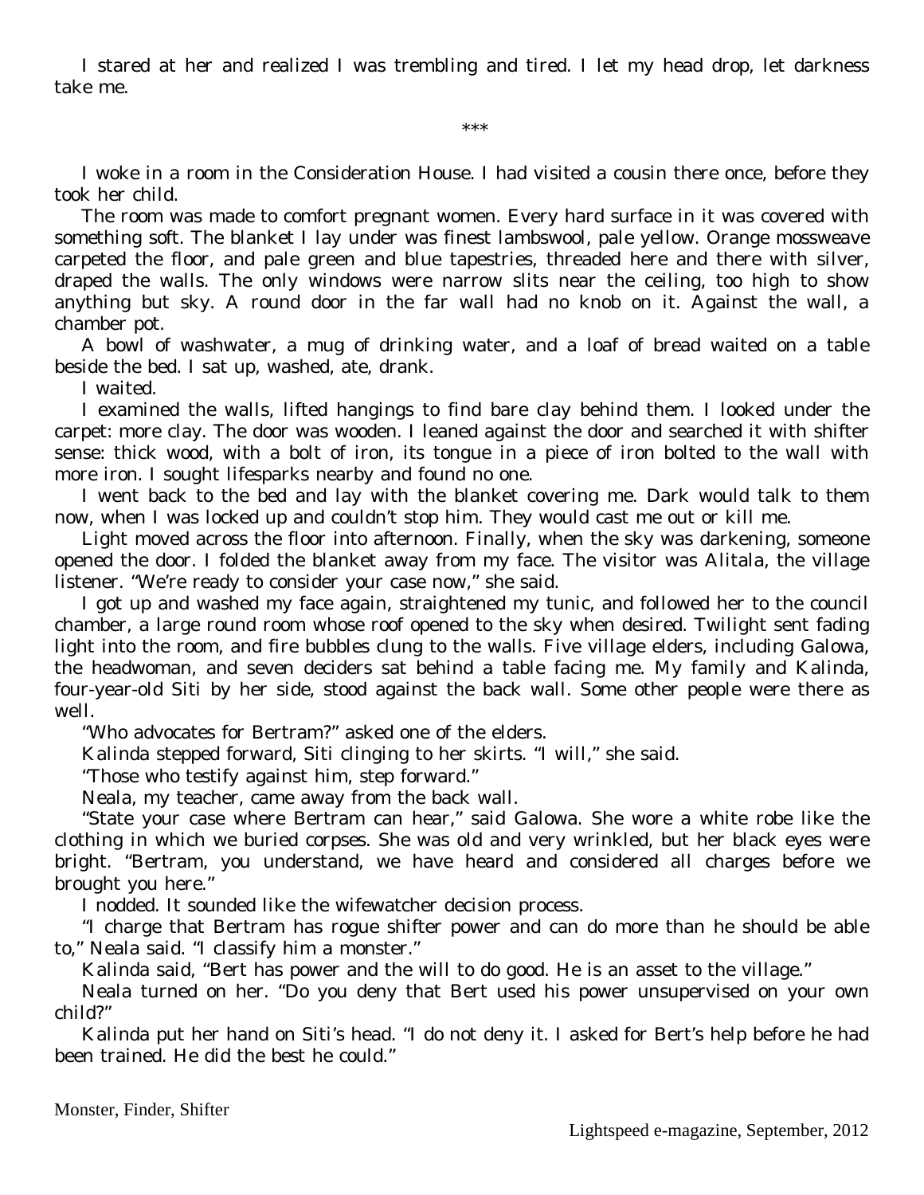I stared at her and realized I was trembling and tired. I let my head drop, let darkness take me.

***

I woke in a room in the Consideration House. I had visited a cousin there once, before they took her child.

The room was made to comfort pregnant women. Every hard surface in it was covered with something soft. The blanket I lay under was finest lambswool, pale yellow. Orange mossweave carpeted the floor, and pale green and blue tapestries, threaded here and there with silver, draped the walls. The only windows were narrow slits near the ceiling, too high to show anything but sky. A round door in the far wall had no knob on it. Against the wall, a chamber pot.

A bowl of washwater, a mug of drinking water, and a loaf of bread waited on a table beside the bed. I sat up, washed, ate, drank.

I waited.

I examined the walls, lifted hangings to find bare clay behind them. I looked under the carpet: more clay. The door was wooden. I leaned against the door and searched it with shifter sense: thick wood, with a bolt of iron, its tongue in a piece of iron bolted to the wall with more iron. I sought lifesparks nearby and found no one.

I went back to the bed and lay with the blanket covering me. Dark would talk to them now, when I was locked up and couldn't stop him. They would cast me out or kill me.

Light moved across the floor into afternoon. Finally, when the sky was darkening, someone opened the door. I folded the blanket away from my face. The visitor was Alitala, the village listener. "We're ready to consider your case now," she said.

I got up and washed my face again, straightened my tunic, and followed her to the council chamber, a large round room whose roof opened to the sky when desired. Twilight sent fading light into the room, and fire bubbles clung to the walls. Five village elders, including Galowa, the headwoman, and seven deciders sat behind a table facing me. My family and Kalinda, four-year-old Siti by her side, stood against the back wall. Some other people were there as well.

"Who advocates for Bertram?" asked one of the elders.

Kalinda stepped forward, Siti clinging to her skirts. "I will," she said.

"Those who testify against him, step forward."

Neala, my teacher, came away from the back wall.

"State your case where Bertram can hear," said Galowa. She wore a white robe like the clothing in which we buried corpses. She was old and very wrinkled, but her black eyes were bright. "Bertram, you understand, we have heard and considered all charges before we brought you here."

I nodded. It sounded like the wifewatcher decision process.

"I charge that Bertram has rogue shifter power and can do more than he should be able to," Neala said. "I classify him a monster."

Kalinda said, "Bert has power and the will to do good. He is an asset to the village."

Neala turned on her. "Do you deny that Bert used his power unsupervised on your own child?"

Kalinda put her hand on Siti's head. "I do not deny it. I asked for Bert's help before he had been trained. He did the best he could."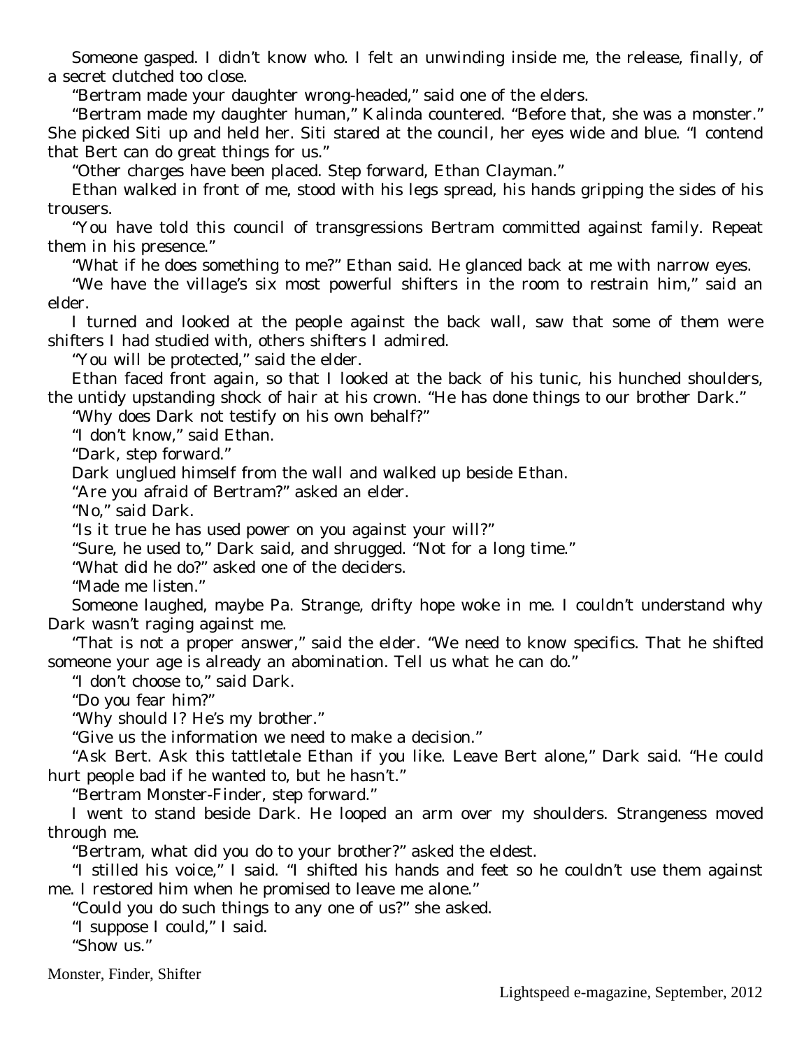Someone gasped. I didn't know who. I felt an unwinding inside me, the release, finally, of a secret clutched too close.

"Bertram made your daughter wrong-headed," said one of the elders.

"Bertram made my daughter human," Kalinda countered. "Before that, she was a monster." She picked Siti up and held her. Siti stared at the council, her eyes wide and blue. "I contend that Bert can do great things for us."

"Other charges have been placed. Step forward, Ethan Clayman."

Ethan walked in front of me, stood with his legs spread, his hands gripping the sides of his trousers.

"You have told this council of transgressions Bertram committed against family. Repeat them in his presence."

"What if he does something to me?" Ethan said. He glanced back at me with narrow eyes.

"We have the village's six most powerful shifters in the room to restrain him," said an elder.

I turned and looked at the people against the back wall, saw that some of them were shifters I had studied with, others shifters I admired.

"You will be protected," said the elder.

Ethan faced front again, so that I looked at the back of his tunic, his hunched shoulders, the untidy upstanding shock of hair at his crown. "He has done things to our brother Dark."

"Why does Dark not testify on his own behalf?"

"I don't know," said Ethan.

"Dark, step forward."

Dark unglued himself from the wall and walked up beside Ethan.

"Are you afraid of Bertram?" asked an elder.

"No," said Dark.

"Is it true he has used power on you against your will?"

"Sure, he used to," Dark said, and shrugged. "Not for a long time."

"What did he do?" asked one of the deciders.

"Made me listen."

Someone laughed, maybe Pa. Strange, drifty hope woke in me. I couldn't understand why Dark wasn't raging against me.

"That is not a proper answer," said the elder. "We need to know specifics. That he shifted someone your age is already an abomination. Tell us what he can do."

"I don't choose to," said Dark.

"Do you fear him?"

"Why should I? He's my brother."

"Give us the information we need to make a decision."

"Ask Bert. Ask this tattletale Ethan if you like. Leave Bert alone," Dark said. "He could hurt people bad if he wanted to, but he hasn't."

"Bertram Monster-Finder, step forward."

I went to stand beside Dark. He looped an arm over my shoulders. Strangeness moved through me.

"Bertram, what did you do to your brother?" asked the eldest.

"I stilled his voice," I said. "I shifted his hands and feet so he couldn't use them against me. I restored him when he promised to leave me alone."

"Could you do such things to any one of us?" she asked.

"I suppose I could," I said.

"Show us."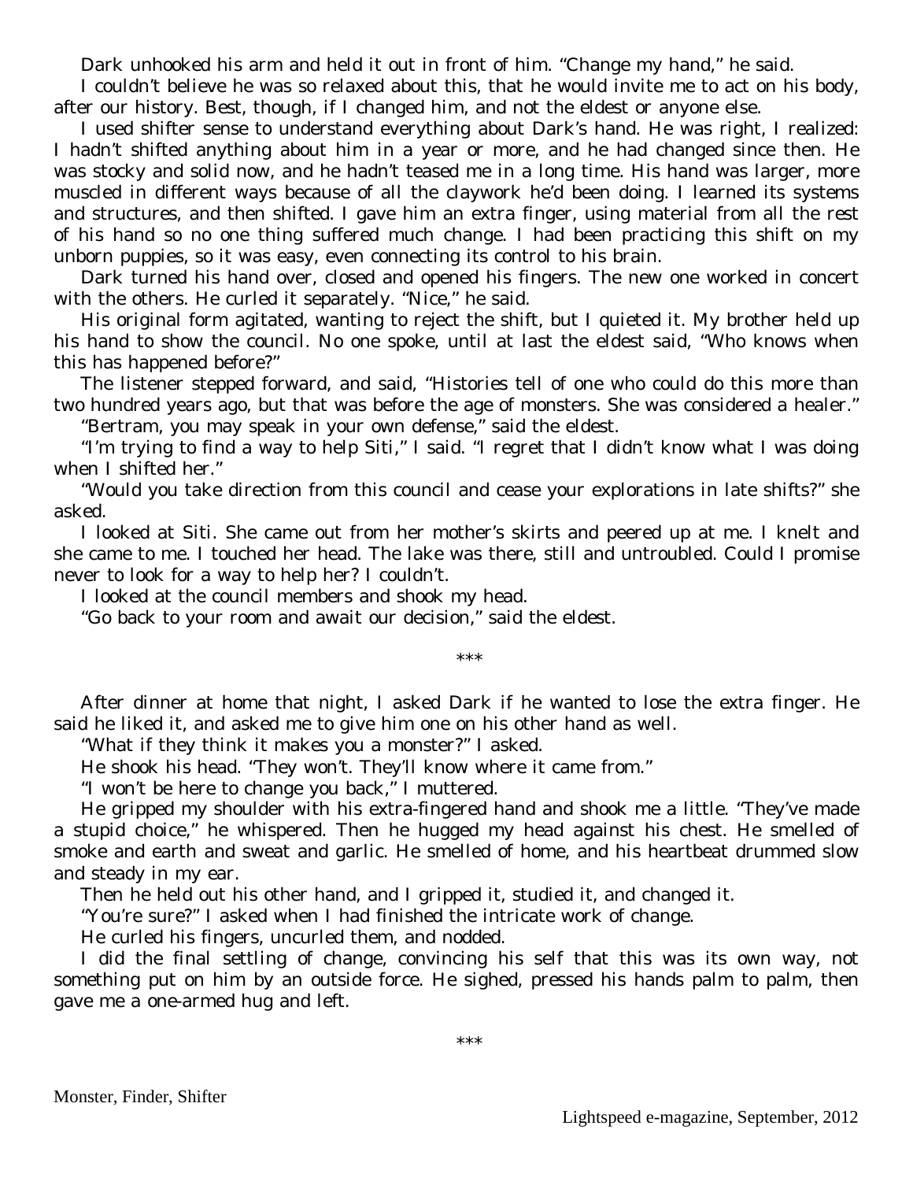Dark unhooked his arm and held it out in front of him. "Change my hand," he said.

I couldn't believe he was so relaxed about this, that he would invite me to act on his body, after our history. Best, though, if I changed him, and not the eldest or anyone else.

I used shifter sense to understand everything about Dark's hand. He was right, I realized: I hadn't shifted anything about him in a year or more, and he had changed since then. He was stocky and solid now, and he hadn't teased me in a long time. His hand was larger, more muscled in different ways because of all the claywork he'd been doing. I learned its systems and structures, and then shifted. I gave him an extra finger, using material from all the rest of his hand so no one thing suffered much change. I had been practicing this shift on my unborn puppies, so it was easy, even connecting its control to his brain.

Dark turned his hand over, closed and opened his fingers. The new one worked in concert with the others. He curled it separately. "Nice," he said.

His original form agitated, wanting to reject the shift, but I quieted it. My brother held up his hand to show the council. No one spoke, until at last the eldest said, "Who knows when this has happened before?"

The listener stepped forward, and said, "Histories tell of one who could do this more than two hundred years ago, but that was before the age of monsters. She was considered a healer."

"Bertram, you may speak in your own defense," said the eldest.

"I'm trying to find a way to help Siti," I said. "I regret that I didn't know what I was doing when I shifted her."

"Would you take direction from this council and cease your explorations in late shifts?" she asked.

I looked at Siti. She came out from her mother's skirts and peered up at me. I knelt and she came to me. I touched her head. The lake was there, still and untroubled. Could I promise never to look for a way to help her? I couldn't.

I looked at the council members and shook my head.

"Go back to your room and await our decision," said the eldest.

\*\*\*

After dinner at home that night, I asked Dark if he wanted to lose the extra finger. He said he liked it, and asked me to give him one on his other hand as well.

"What if they think it makes you a monster?" I asked.

He shook his head. "They won't. They'll know where it came from."

"I won't be here to change you back," I muttered.

He gripped my shoulder with his extra-fingered hand and shook me a little. "They've made a stupid choice," he whispered. Then he hugged my head against his chest. He smelled of smoke and earth and sweat and garlic. He smelled of home, and his heartbeat drummed slow and steady in my ear.

Then he held out his other hand, and I gripped it, studied it, and changed it.

"You're sure?" I asked when I had finished the intricate work of change.

He curled his fingers, uncurled them, and nodded.

I did the final settling of change, convincing his self that this was its own way, not something put on him by an outside force. He sighed, pressed his hands palm to palm, then gave me a one-armed hug and left.

\*\*\*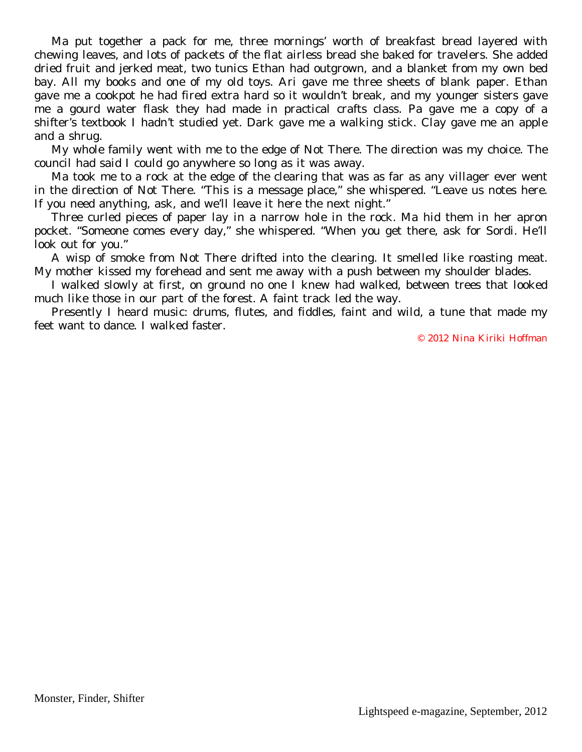Ma put together a pack for me, three mornings' worth of breakfast bread layered with chewing leaves, and lots of packets of the flat airless bread she baked for travelers. She added dried fruit and jerked meat, two tunics Ethan had outgrown, and a blanket from my own bed bay. All my books and one of my old toys. Ari gave me three sheets of blank paper. Ethan gave me a cookpot he had fired extra hard so it wouldn't break, and my younger sisters gave me a gourd water flask they had made in practical crafts class. Pa gave me a copy of a shifter's textbook I hadn't studied yet. Dark gave me a walking stick. Clay gave me an apple and a shrug.

My whole family went with me to the edge of Not There. The direction was my choice. The council had said I could go anywhere so long as it was away.

Ma took me to a rock at the edge of the clearing that was as far as any villager ever went in the direction of Not There. "This is a message place," she whispered. "Leave us notes here. If you need anything, ask, and we'll leave it here the next night."

Three curled pieces of paper lay in a narrow hole in the rock. Ma hid them in her apron pocket. "Someone comes every day," she whispered. "When you get there, ask for Sordi. He'll look out for you."

A wisp of smoke from Not There drifted into the clearing. It smelled like roasting meat. My mother kissed my forehead and sent me away with a push between my shoulder blades.

I walked slowly at first, on ground no one I knew had walked, between trees that looked much like those in our part of the forest. A faint track led the way.

Presently I heard music: drums, flutes, and fiddles, faint and wild, a tune that made my feet want to dance. I walked faster.

© 2012 Nina Kiriki Hoffman